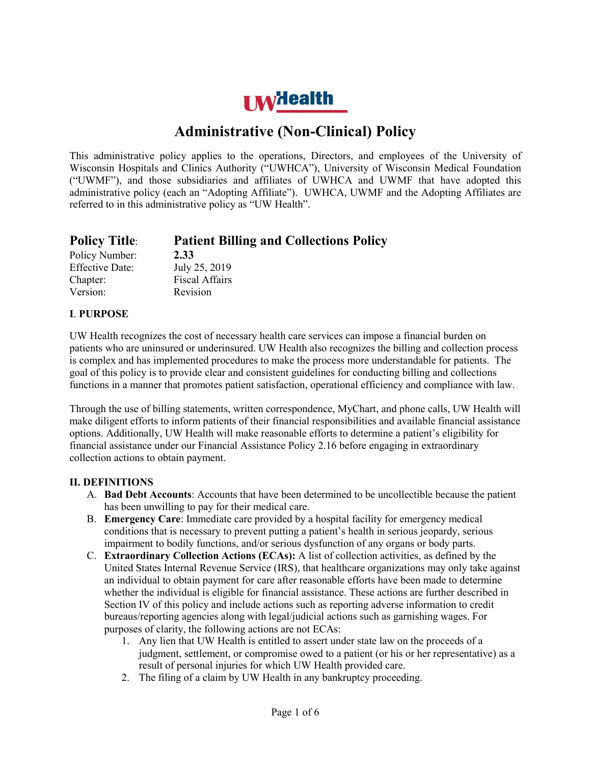UW Health

# Administrative (Non-Clinical) Policy

This administrative policy applies to the operations, Directors, and employees of the University of Wisconsin Hospitals and Clinics Authority ("UWHCA"), University of Wisconsin Medical Foundation ("UWMF"), and those subsidiaries and affiliates of UWHCA and UWMF that have adopted this administrative policy (each an "Adopting Affiliate"). UWHCA, UWMF and the Adopting Affiliates are referred to in this administrative policy as "UW Health".

## Policy Title: Patient Billing and Collections Policy

Policy Number: **2.33**
Effective Date: July 25, 2019
Chapter: Fiscal Affairs
Version: Revision

### I. PURPOSE

UW Health recognizes the cost of necessary health care services can impose a financial burden on patients who are uninsured or underinsured. UW Health also recognizes the billing and collection process is complex and has implemented procedures to make the process more understandable for patients. The goal of this policy is to provide clear and consistent guidelines for conducting billing and collections functions in a manner that promotes patient satisfaction, operational efficiency and compliance with law.

Through the use of billing statements, written correspondence, MyChart, and phone calls, UW Health will make diligent efforts to inform patients of their financial responsibilities and available financial assistance options. Additionally, UW Health will make reasonable efforts to determine a patient's eligibility for financial assistance under our Financial Assistance Policy 2.16 before engaging in extraordinary collection actions to obtain payment.

### II. DEFINITIONS

A. **Bad Debt Accounts**: Accounts that have been determined to be uncollectible because the patient has been unwilling to pay for their medical care.
B. **Emergency Care**: Immediate care provided by a hospital facility for emergency medical conditions that is necessary to prevent putting a patient's health in serious jeopardy, serious impairment to bodily functions, and/or serious dysfunction of any organs or body parts.
C. **Extraordinary Collection Actions (ECAs):** A list of collection activities, as defined by the United States Internal Revenue Service (IRS), that healthcare organizations may only take against an individual to obtain payment for care after reasonable efforts have been made to determine whether the individual is eligible for financial assistance. These actions are further described in Section IV of this policy and include actions such as reporting adverse information to credit bureaus/reporting agencies along with legal/judicial actions such as garnishing wages. For purposes of clarity, the following actions are not ECAs:
   1. Any lien that UW Health is entitled to assert under state law on the proceeds of a judgment, settlement, or compromise owed to a patient (or his or her representative) as a result of personal injuries for which UW Health provided care.
   2. The filing of a claim by UW Health in any bankruptcy proceeding.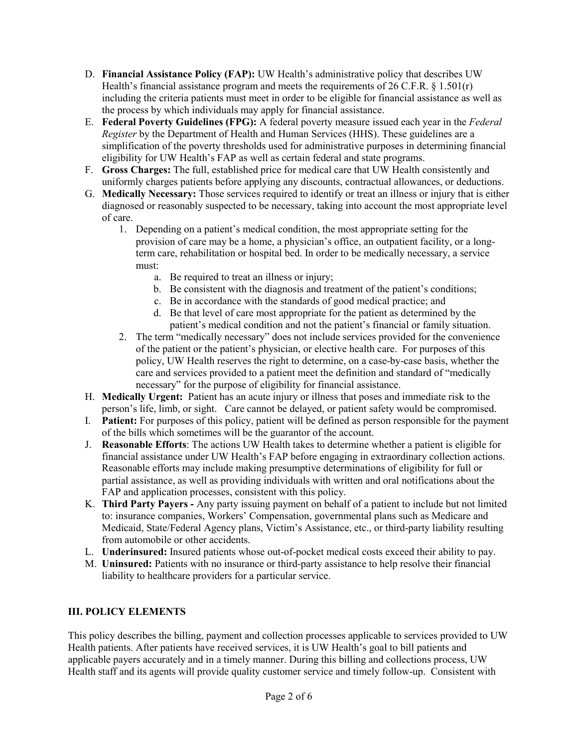D. **Financial Assistance Policy (FAP):** UW Health's administrative policy that describes UW Health's financial assistance program and meets the requirements of 26 C.F.R. § 1.501(r) including the criteria patients must meet in order to be eligible for financial assistance as well as the process by which individuals may apply for financial assistance.

E. **Federal Poverty Guidelines (FPG):** A federal poverty measure issued each year in the *Federal Register* by the Department of Health and Human Services (HHS). These guidelines are a simplification of the poverty thresholds used for administrative purposes in determining financial eligibility for UW Health's FAP as well as certain federal and state programs.

F. **Gross Charges:** The full, established price for medical care that UW Health consistently and uniformly charges patients before applying any discounts, contractual allowances, or deductions.

G. **Medically Necessary:** Those services required to identify or treat an illness or injury that is either diagnosed or reasonably suspected to be necessary, taking into account the most appropriate level of care.

1. Depending on a patient's medical condition, the most appropriate setting for the provision of care may be a home, a physician's office, an outpatient facility, or a long-term care, rehabilitation or hospital bed. In order to be medically necessary, a service must:
    a. Be required to treat an illness or injury;
    b. Be consistent with the diagnosis and treatment of the patient's conditions;
    c. Be in accordance with the standards of good medical practice; and
    d. Be that level of care most appropriate for the patient as determined by the patient's medical condition and not the patient's financial or family situation.
2. The term "medically necessary" does not include services provided for the convenience of the patient or the patient's physician, or elective health care. For purposes of this policy, UW Health reserves the right to determine, on a case-by-case basis, whether the care and services provided to a patient meet the definition and standard of "medically necessary" for the purpose of eligibility for financial assistance.

H. **Medically Urgent:** Patient has an acute injury or illness that poses and immediate risk to the person's life, limb, or sight. Care cannot be delayed, or patient safety would be compromised.

I. **Patient:** For purposes of this policy, patient will be defined as person responsible for the payment of the bills which sometimes will be the guarantor of the account.

J. **Reasonable Efforts**: The actions UW Health takes to determine whether a patient is eligible for financial assistance under UW Health's FAP before engaging in extraordinary collection actions. Reasonable efforts may include making presumptive determinations of eligibility for full or partial assistance, as well as providing individuals with written and oral notifications about the FAP and application processes, consistent with this policy.

K. **Third Party Payers -** Any party issuing payment on behalf of a patient to include but not limited to: insurance companies, Workers' Compensation, governmental plans such as Medicare and Medicaid, State/Federal Agency plans, Victim's Assistance, etc., or third-party liability resulting from automobile or other accidents.

L. **Underinsured:** Insured patients whose out-of-pocket medical costs exceed their ability to pay.

M. **Uninsured:** Patients with no insurance or third-party assistance to help resolve their financial liability to healthcare providers for a particular service.

## III. POLICY ELEMENTS

This policy describes the billing, payment and collection processes applicable to services provided to UW Health patients. After patients have received services, it is UW Health's goal to bill patients and applicable payers accurately and in a timely manner. During this billing and collections process, UW Health staff and its agents will provide quality customer service and timely follow-up. Consistent with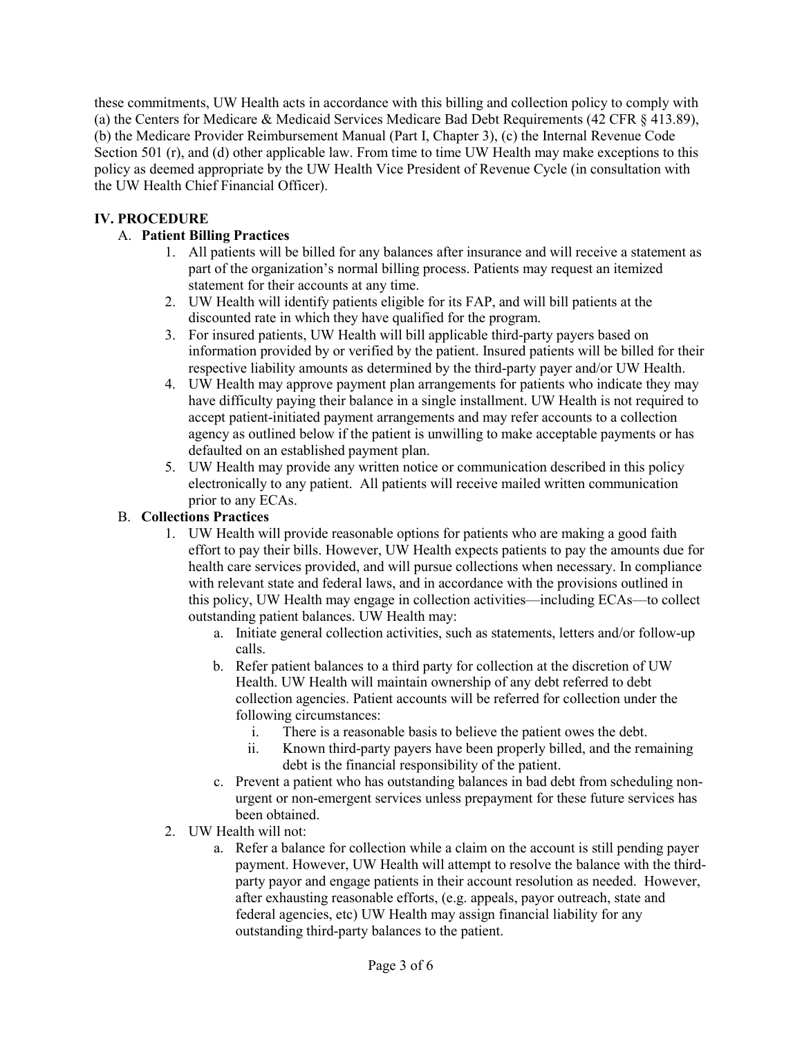these commitments, UW Health acts in accordance with this billing and collection policy to comply with (a) the Centers for Medicare & Medicaid Services Medicare Bad Debt Requirements (42 CFR § 413.89), (b) the Medicare Provider Reimbursement Manual (Part I, Chapter 3), (c) the Internal Revenue Code Section 501 (r), and (d) other applicable law. From time to time UW Health may make exceptions to this policy as deemed appropriate by the UW Health Vice President of Revenue Cycle (in consultation with the UW Health Chief Financial Officer).

## IV. PROCEDURE

### A. Patient Billing Practices

1. All patients will be billed for any balances after insurance and will receive a statement as part of the organization's normal billing process. Patients may request an itemized statement for their accounts at any time.
2. UW Health will identify patients eligible for its FAP, and will bill patients at the discounted rate in which they have qualified for the program.
3. For insured patients, UW Health will bill applicable third-party payers based on information provided by or verified by the patient. Insured patients will be billed for their respective liability amounts as determined by the third-party payer and/or UW Health.
4. UW Health may approve payment plan arrangements for patients who indicate they may have difficulty paying their balance in a single installment. UW Health is not required to accept patient-initiated payment arrangements and may refer accounts to a collection agency as outlined below if the patient is unwilling to make acceptable payments or has defaulted on an established payment plan.
5. UW Health may provide any written notice or communication described in this policy electronically to any patient. All patients will receive mailed written communication prior to any ECAs.

### B. Collections Practices

1. UW Health will provide reasonable options for patients who are making a good faith effort to pay their bills. However, UW Health expects patients to pay the amounts due for health care services provided, and will pursue collections when necessary. In compliance with relevant state and federal laws, and in accordance with the provisions outlined in this policy, UW Health may engage in collection activities—including ECAs—to collect outstanding patient balances. UW Health may:
   a. Initiate general collection activities, such as statements, letters and/or follow-up calls.
   b. Refer patient balances to a third party for collection at the discretion of UW Health. UW Health will maintain ownership of any debt referred to debt collection agencies. Patient accounts will be referred for collection under the following circumstances:
      i. There is a reasonable basis to believe the patient owes the debt.
      ii. Known third-party payers have been properly billed, and the remaining debt is the financial responsibility of the patient.
   c. Prevent a patient who has outstanding balances in bad debt from scheduling non-urgent or non-emergent services unless prepayment for these future services has been obtained.
2. UW Health will not:
   a. Refer a balance for collection while a claim on the account is still pending payer payment. However, UW Health will attempt to resolve the balance with the third-party payor and engage patients in their account resolution as needed. However, after exhausting reasonable efforts, (e.g. appeals, payor outreach, state and federal agencies, etc) UW Health may assign financial liability for any outstanding third-party balances to the patient.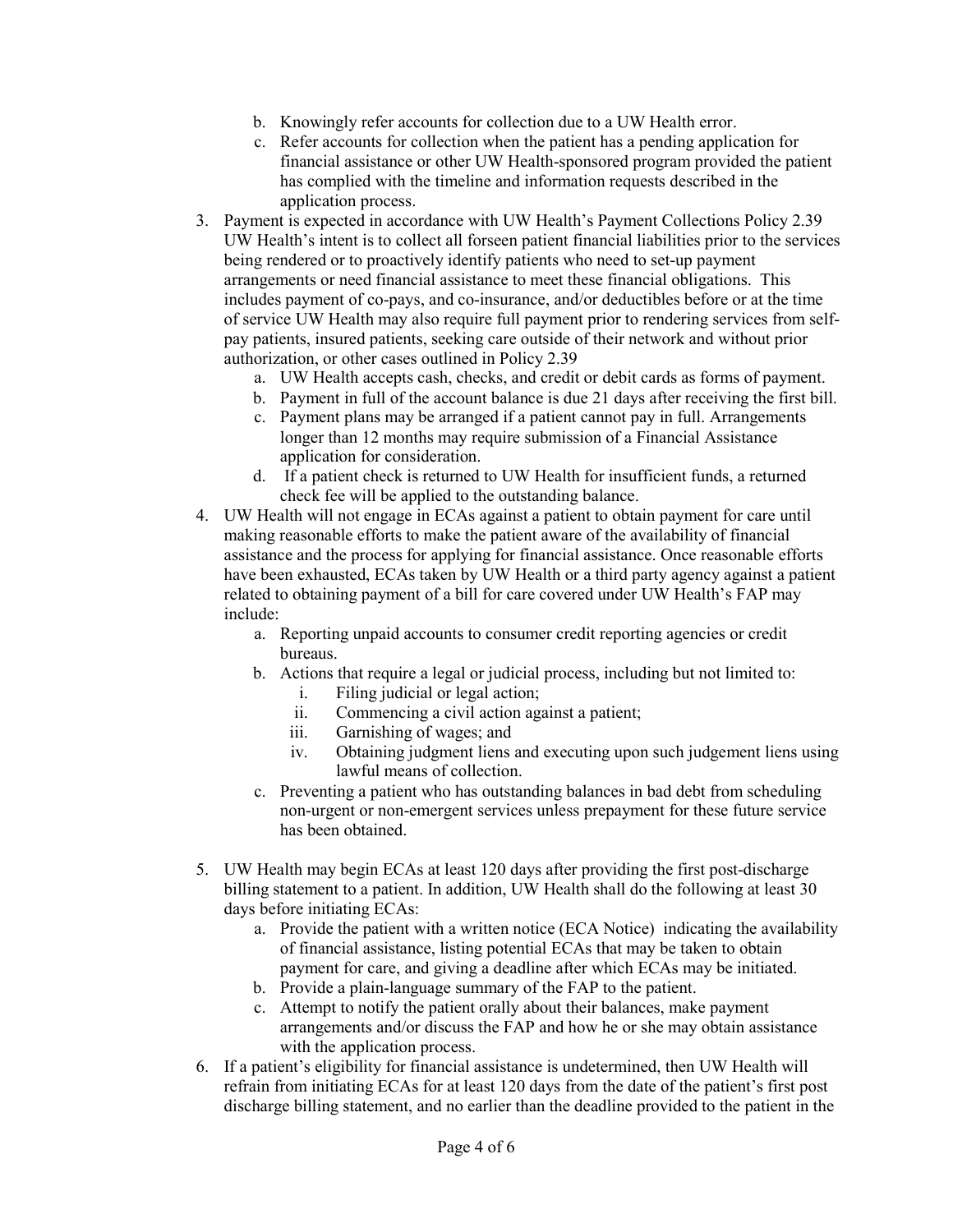b. Knowingly refer accounts for collection due to a UW Health error.
   c. Refer accounts for collection when the patient has a pending application for financial assistance or other UW Health-sponsored program provided the patient has complied with the timeline and information requests described in the application process.

3. Payment is expected in accordance with UW Health's Payment Collections Policy 2.39 UW Health's intent is to collect all forseen patient financial liabilities prior to the services being rendered or to proactively identify patients who need to set-up payment arrangements or need financial assistance to meet these financial obligations. This includes payment of co-pays, and co-insurance, and/or deductibles before or at the time of service UW Health may also require full payment prior to rendering services from self-pay patients, insured patients, seeking care outside of their network and without prior authorization, or other cases outlined in Policy 2.39
   a. UW Health accepts cash, checks, and credit or debit cards as forms of payment.
   b. Payment in full of the account balance is due 21 days after receiving the first bill.
   c. Payment plans may be arranged if a patient cannot pay in full. Arrangements longer than 12 months may require submission of a Financial Assistance application for consideration.
   d. If a patient check is returned to UW Health for insufficient funds, a returned check fee will be applied to the outstanding balance.

4. UW Health will not engage in ECAs against a patient to obtain payment for care until making reasonable efforts to make the patient aware of the availability of financial assistance and the process for applying for financial assistance. Once reasonable efforts have been exhausted, ECAs taken by UW Health or a third party agency against a patient related to obtaining payment of a bill for care covered under UW Health's FAP may include:
   a. Reporting unpaid accounts to consumer credit reporting agencies or credit bureaus.
   b. Actions that require a legal or judicial process, including but not limited to:
      i. Filing judicial or legal action;
      ii. Commencing a civil action against a patient;
      iii. Garnishing of wages; and
      iv. Obtaining judgment liens and executing upon such judgement liens using lawful means of collection.
   c. Preventing a patient who has outstanding balances in bad debt from scheduling non-urgent or non-emergent services unless prepayment for these future service has been obtained.

5. UW Health may begin ECAs at least 120 days after providing the first post-discharge billing statement to a patient. In addition, UW Health shall do the following at least 30 days before initiating ECAs:
   a. Provide the patient with a written notice (ECA Notice) indicating the availability of financial assistance, listing potential ECAs that may be taken to obtain payment for care, and giving a deadline after which ECAs may be initiated.
   b. Provide a plain-language summary of the FAP to the patient.
   c. Attempt to notify the patient orally about their balances, make payment arrangements and/or discuss the FAP and how he or she may obtain assistance with the application process.

6. If a patient's eligibility for financial assistance is undetermined, then UW Health will refrain from initiating ECAs for at least 120 days from the date of the patient's first post discharge billing statement, and no earlier than the deadline provided to the patient in the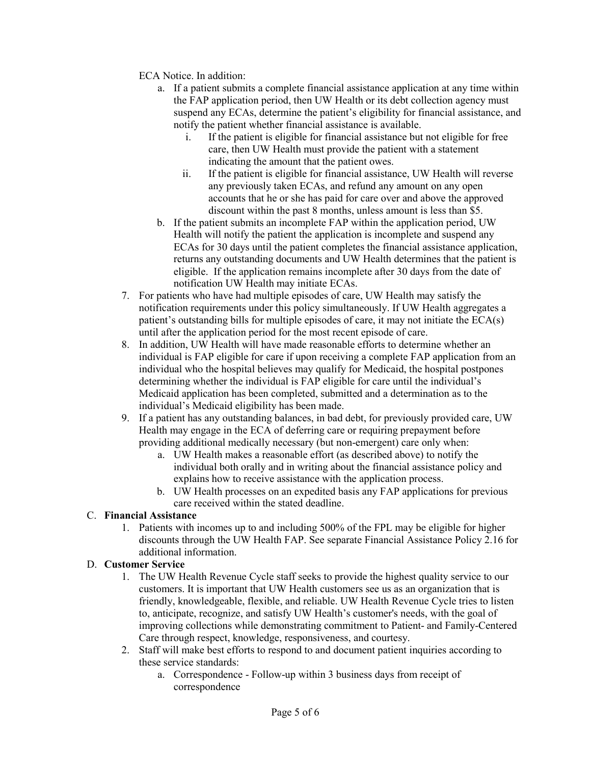ECA Notice. In addition:

a. If a patient submits a complete financial assistance application at any time within the FAP application period, then UW Health or its debt collection agency must suspend any ECAs, determine the patient's eligibility for financial assistance, and notify the patient whether financial assistance is available.
    i. If the patient is eligible for financial assistance but not eligible for free care, then UW Health must provide the patient with a statement indicating the amount that the patient owes.
    ii. If the patient is eligible for financial assistance, UW Health will reverse any previously taken ECAs, and refund any amount on any open accounts that he or she has paid for care over and above the approved discount within the past 8 months, unless amount is less than $5.
b. If the patient submits an incomplete FAP within the application period, UW Health will notify the patient the application is incomplete and suspend any ECAs for 30 days until the patient completes the financial assistance application, returns any outstanding documents and UW Health determines that the patient is eligible. If the application remains incomplete after 30 days from the date of notification UW Health may initiate ECAs.

7. For patients who have had multiple episodes of care, UW Health may satisfy the notification requirements under this policy simultaneously. If UW Health aggregates a patient's outstanding bills for multiple episodes of care, it may not initiate the ECA(s) until after the application period for the most recent episode of care.
8. In addition, UW Health will have made reasonable efforts to determine whether an individual is FAP eligible for care if upon receiving a complete FAP application from an individual who the hospital believes may qualify for Medicaid, the hospital postpones determining whether the individual is FAP eligible for care until the individual's Medicaid application has been completed, submitted and a determination as to the individual's Medicaid eligibility has been made.
9. If a patient has any outstanding balances, in bad debt, for previously provided care, UW Health may engage in the ECA of deferring care or requiring prepayment before providing additional medically necessary (but non-emergent) care only when:
    a. UW Health makes a reasonable effort (as described above) to notify the individual both orally and in writing about the financial assistance policy and explains how to receive assistance with the application process.
    b. UW Health processes on an expedited basis any FAP applications for previous care received within the stated deadline.

C. **Financial Assistance**

1. Patients with incomes up to and including 500% of the FPL may be eligible for higher discounts through the UW Health FAP. See separate Financial Assistance Policy 2.16 for additional information.

D. **Customer Service**

1. The UW Health Revenue Cycle staff seeks to provide the highest quality service to our customers. It is important that UW Health customers see us as an organization that is friendly, knowledgeable, flexible, and reliable. UW Health Revenue Cycle tries to listen to, anticipate, recognize, and satisfy UW Health's customer's needs, with the goal of improving collections while demonstrating commitment to Patient- and Family-Centered Care through respect, knowledge, responsiveness, and courtesy.
2. Staff will make best efforts to respond to and document patient inquiries according to these service standards:
    a. Correspondence - Follow-up within 3 business days from receipt of correspondence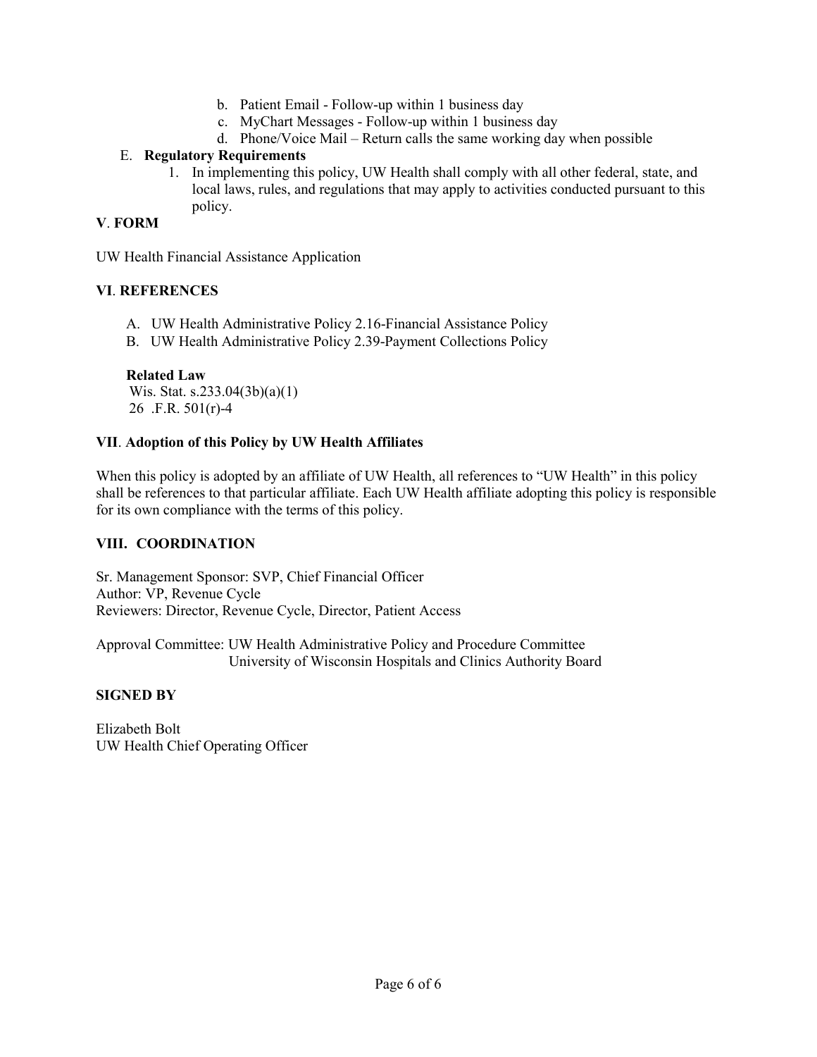b. Patient Email - Follow-up within 1 business day
c. MyChart Messages - Follow-up within 1 business day
d. Phone/Voice Mail – Return calls the same working day when possible

E. **Regulatory Requirements**

1. In implementing this policy, UW Health shall comply with all other federal, state, and local laws, rules, and regulations that may apply to activities conducted pursuant to this policy.

**V**. **FORM**

UW Health Financial Assistance Application

**VI**. **REFERENCES**

A. UW Health Administrative Policy 2.16-Financial Assistance Policy
B. UW Health Administrative Policy 2.39-Payment Collections Policy

**Related Law**

Wis. Stat. s.233.04(3b)(a)(1)
26 .F.R. 501(r)-4

**VII**. **Adoption of this Policy by UW Health Affiliates**

When this policy is adopted by an affiliate of UW Health, all references to "UW Health" in this policy shall be references to that particular affiliate. Each UW Health affiliate adopting this policy is responsible for its own compliance with the terms of this policy.

**VIII. COORDINATION**

Sr. Management Sponsor: SVP, Chief Financial Officer
Author: VP, Revenue Cycle
Reviewers: Director, Revenue Cycle, Director, Patient Access

Approval Committee: UW Health Administrative Policy and Procedure Committee
University of Wisconsin Hospitals and Clinics Authority Board

**SIGNED BY**

Elizabeth Bolt
UW Health Chief Operating Officer